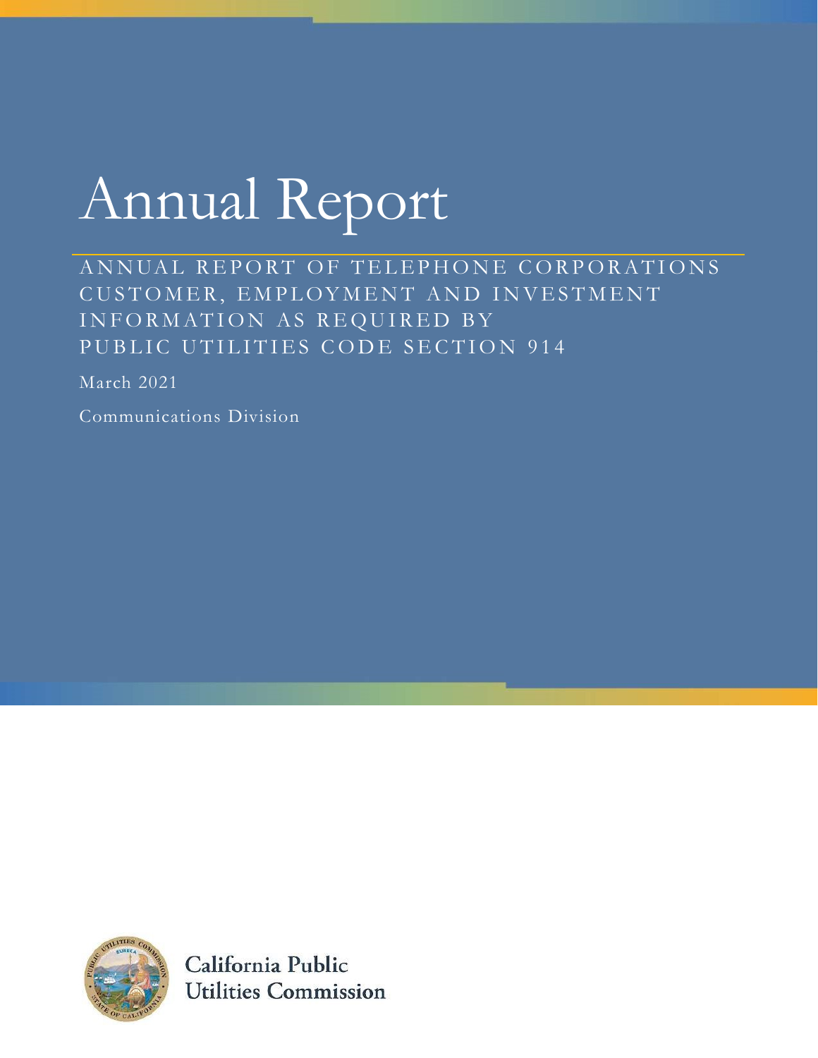# Annual Report

ANNUAL REPORT OF TELEPHONE CORPORATIONS CUSTOMER, EMPLOYMENT AND INVESTMENT INFORMATION AS REQUIRED BY PUBLIC UTILITIES CODE SECTION 914

March 2021

Communications Division

California Public Utilities Commission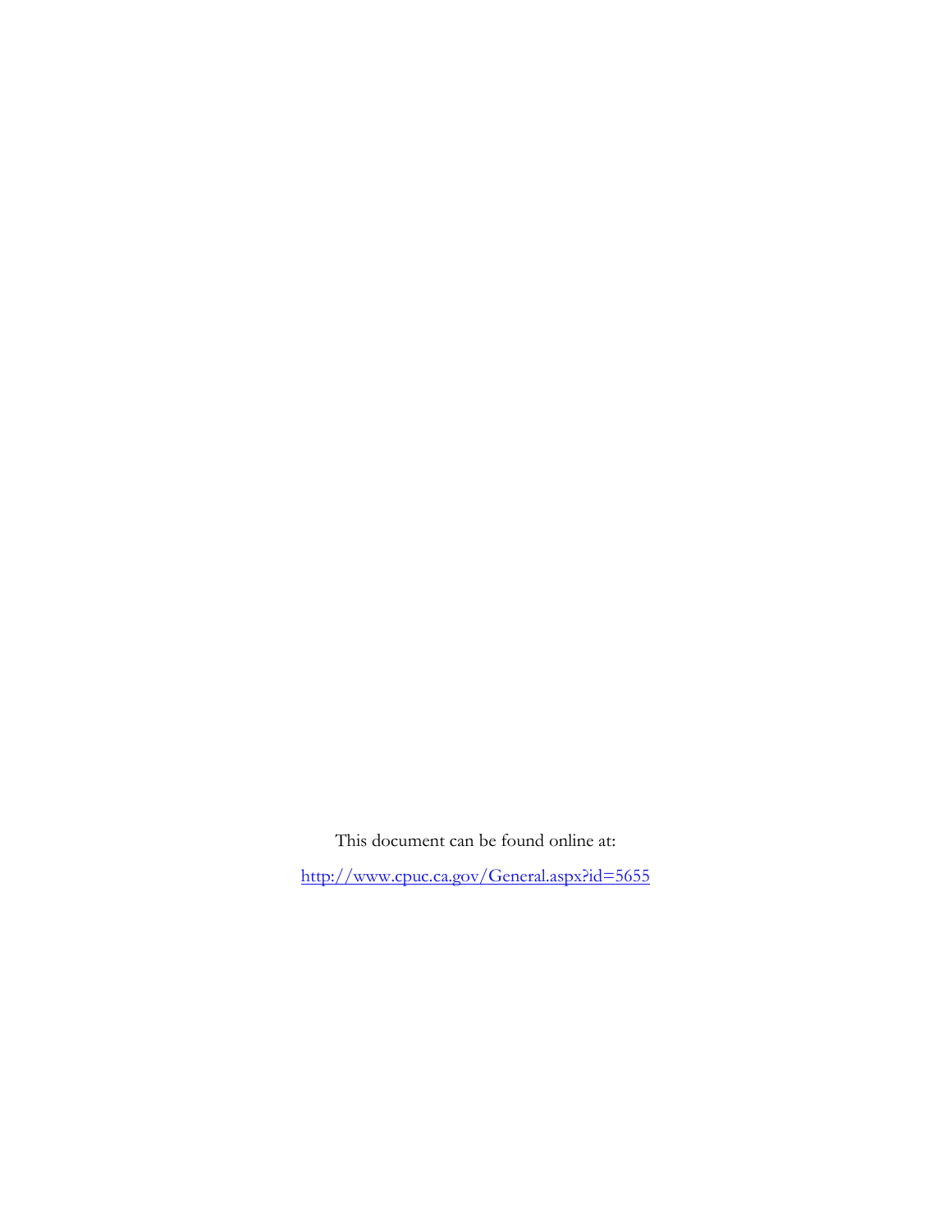This document can be found online at:

[http://www.cpuc.ca.gov/General.aspx?id=5655](http://www.cpuc.ca.gov/General.aspx?id=5655)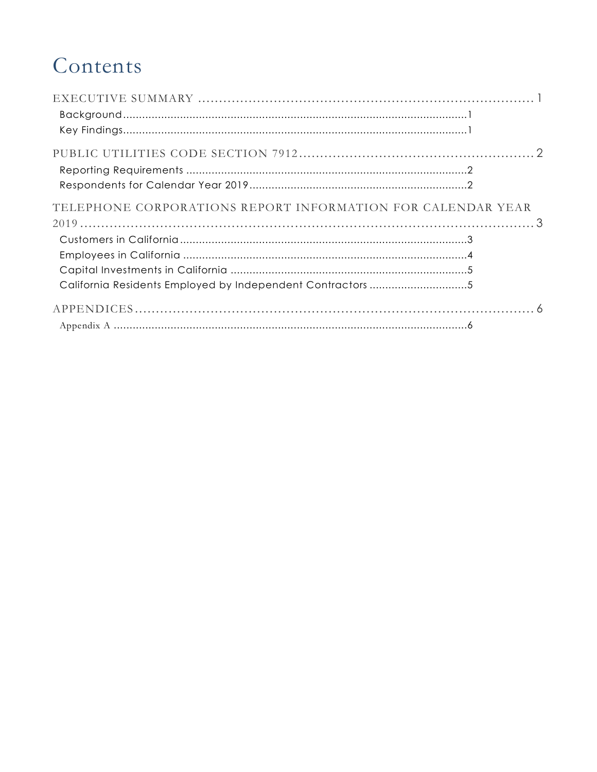# Contents

EXECUTIVE SUMMARY ........................................................................ 1
- Background ........................................................................ 1
- Key Findings ........................................................................ 1

PUBLIC UTILITIES CODE SECTION 7912 ........................................................................ 2
- Reporting Requirements ........................................................................ 2
- Respondents for Calendar Year 2019 ........................................................................ 2

TELEPHONE CORPORATIONS REPORT INFORMATION FOR CALENDAR YEAR 2019 ........................................................................ 3
- Customers in California ........................................................................ 3
- Employees in California ........................................................................ 4
- Capital Investments in California ........................................................................ 5
- California Residents Employed by Independent Contractors ........................................................................ 5

APPENDICES ........................................................................ 6
- Appendix A ........................................................................ 6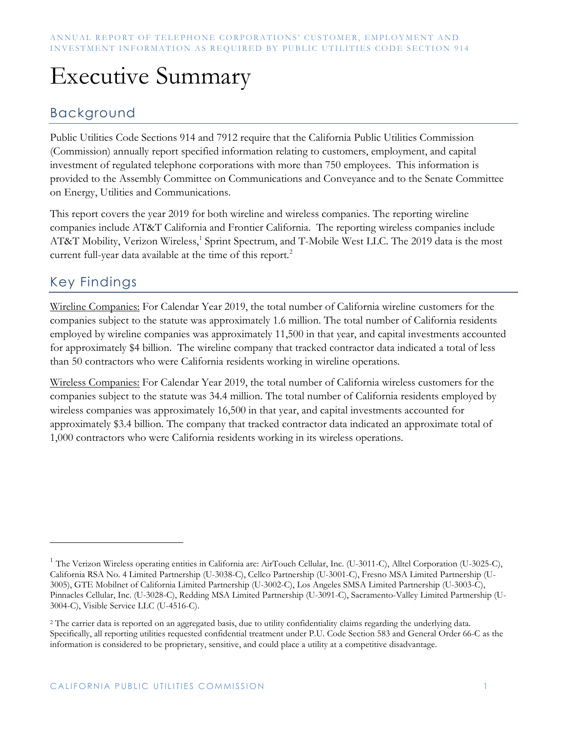# Executive Summary

## Background

Public Utilities Code Sections 914 and 7912 require that the California Public Utilities Commission (Commission) annually report specified information relating to customers, employment, and capital investment of regulated telephone corporations with more than 750 employees. This information is provided to the Assembly Committee on Communications and Conveyance and to the Senate Committee on Energy, Utilities and Communications.

This report covers the year 2019 for both wireline and wireless companies. The reporting wireline companies include AT&T California and Frontier California. The reporting wireless companies include AT&T Mobility, Verizon Wireless,[1] Sprint Spectrum, and T-Mobile West LLC. The 2019 data is the most current full-year data available at the time of this report.[2]

## Key Findings

<u>Wireline Companies:</u> For Calendar Year 2019, the total number of California wireline customers for the companies subject to the statute was approximately 1.6 million. The total number of California residents employed by wireline companies was approximately 11,500 in that year, and capital investments accounted for approximately $4 billion. The wireline company that tracked contractor data indicated a total of less than 50 contractors who were California residents working in wireline operations.

<u>Wireless Companies:</u> For Calendar Year 2019, the total number of California wireless customers for the companies subject to the statute was 34.4 million. The total number of California residents employed by wireless companies was approximately 16,500 in that year, and capital investments accounted for approximately $3.4 billion. The company that tracked contractor data indicated an approximate total of 1,000 contractors who were California residents working in its wireless operations.

---

[1] The Verizon Wireless operating entities in California are: AirTouch Cellular, Inc. (U-3011-C), Alltel Corporation (U-3025-C), California RSA No. 4 Limited Partnership (U-3038-C), Cellco Partnership (U-3001-C), Fresno MSA Limited Partnership (U-3005), GTE Mobilnet of California Limited Partnership (U-3002-C), Los Angeles SMSA Limited Partnership (U-3003-C), Pinnacles Cellular, Inc. (U-3028-C), Redding MSA Limited Partnership (U-3091-C), Sacramento-Valley Limited Partnership (U-3004-C), Visible Service LLC (U-4516-C).

[2] The carrier data is reported on an aggregated basis, due to utility confidentiality claims regarding the underlying data. Specifically, all reporting utilities requested confidential treatment under P.U. Code Section 583 and General Order 66-C as the information is considered to be proprietary, sensitive, and could place a utility at a competitive disadvantage.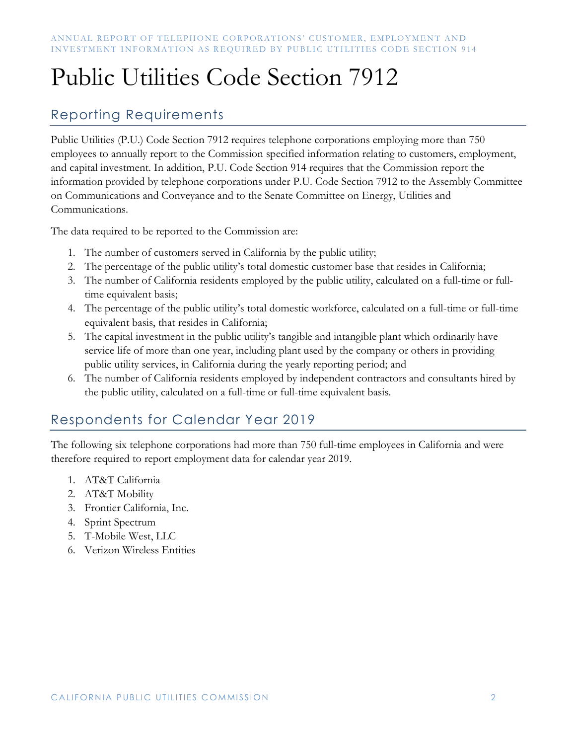# Public Utilities Code Section 7912

## Reporting Requirements

Public Utilities (P.U.) Code Section 7912 requires telephone corporations employing more than 750 employees to annually report to the Commission specified information relating to customers, employment, and capital investment. In addition, P.U. Code Section 914 requires that the Commission report the information provided by telephone corporations under P.U. Code Section 7912 to the Assembly Committee on Communications and Conveyance and to the Senate Committee on Energy, Utilities and Communications.

The data required to be reported to the Commission are:

1. The number of customers served in California by the public utility;
2. The percentage of the public utility's total domestic customer base that resides in California;
3. The number of California residents employed by the public utility, calculated on a full-time or full-time equivalent basis;
4. The percentage of the public utility's total domestic workforce, calculated on a full-time or full-time equivalent basis, that resides in California;
5. The capital investment in the public utility's tangible and intangible plant which ordinarily have service life of more than one year, including plant used by the company or others in providing public utility services, in California during the yearly reporting period; and
6. The number of California residents employed by independent contractors and consultants hired by the public utility, calculated on a full-time or full-time equivalent basis.

## Respondents for Calendar Year 2019

The following six telephone corporations had more than 750 full-time employees in California and were therefore required to report employment data for calendar year 2019.

1. AT&T California
2. AT&T Mobility
3. Frontier California, Inc.
4. Sprint Spectrum
5. T-Mobile West, LLC
6. Verizon Wireless Entities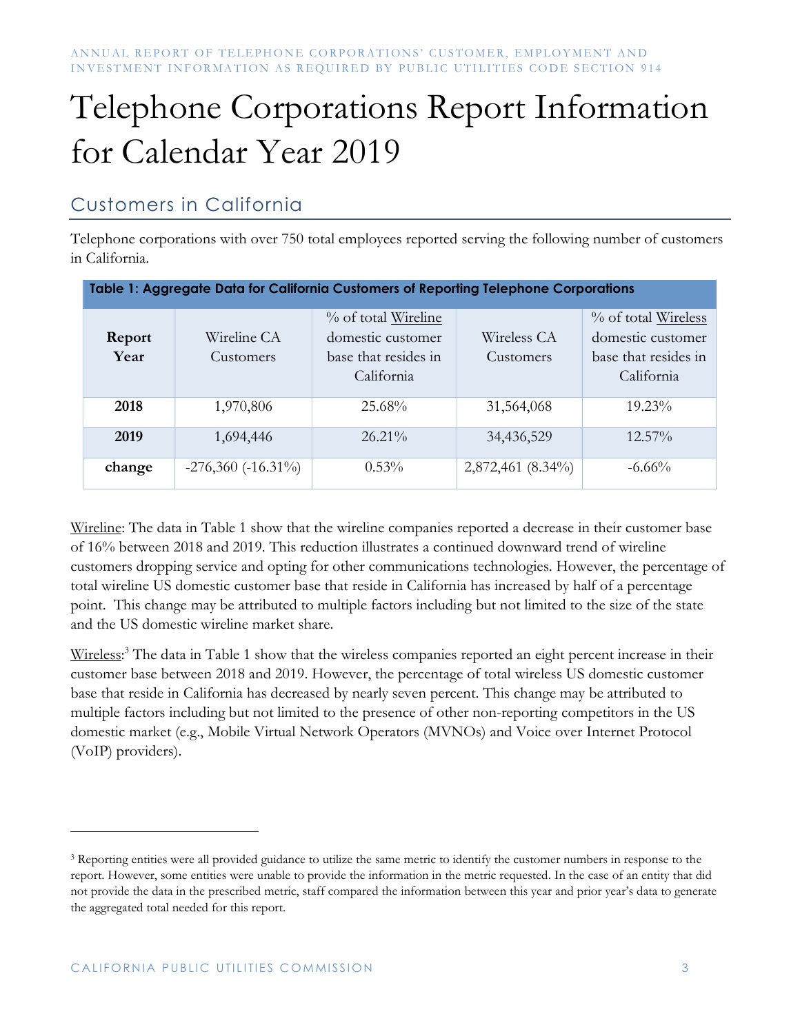# Telephone Corporations Report Information for Calendar Year 2019

## Customers in California

Telephone corporations with over 750 total employees reported serving the following number of customers in California.

**Table 1: Aggregate Data for California Customers of Reporting Telephone Corporations**

| Report Year | Wireline CA Customers | % of total Wireline domestic customer base that resides in California | Wireless CA Customers | % of total Wireless domestic customer base that resides in California |
|---|---|---|---|---|
| **2018** | 1,970,806 | 25.68% | 31,564,068 | 19.23% |
| **2019** | 1,694,446 | 26.21% | 34,436,529 | 12.57% |
| **change** | -276,360 (-16.31%) | 0.53% | 2,872,461 (8.34%) | -6.66% |

Wireline: The data in Table 1 show that the wireline companies reported a decrease in their customer base of 16% between 2018 and 2019. This reduction illustrates a continued downward trend of wireline customers dropping service and opting for other communications technologies. However, the percentage of total wireline US domestic customer base that reside in California has increased by half of a percentage point. This change may be attributed to multiple factors including but not limited to the size of the state and the US domestic wireline market share.

Wireless:[3] The data in Table 1 show that the wireless companies reported an eight percent increase in their customer base between 2018 and 2019. However, the percentage of total wireless US domestic customer base that reside in California has decreased by nearly seven percent. This change may be attributed to multiple factors including but not limited to the presence of other non-reporting competitors in the US domestic market (e.g., Mobile Virtual Network Operators (MVNOs) and Voice over Internet Protocol (VoIP) providers).

---

[3] Reporting entities were all provided guidance to utilize the same metric to identify the customer numbers in response to the report. However, some entities were unable to provide the information in the metric requested. In the case of an entity that did not provide the data in the prescribed metric, staff compared the information between this year and prior year's data to generate the aggregated total needed for this report.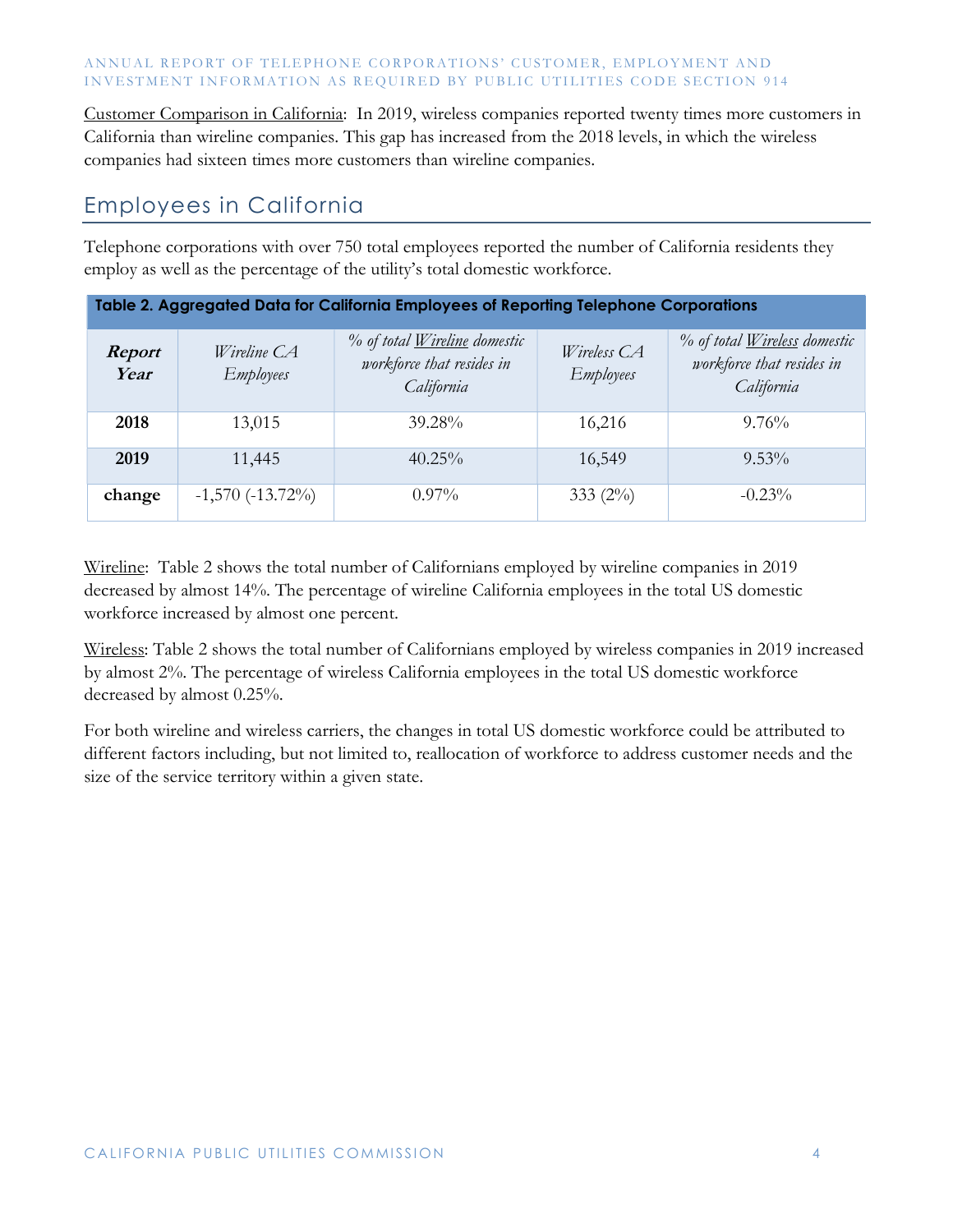Customer Comparison in California: In 2019, wireless companies reported twenty times more customers in California than wireline companies. This gap has increased from the 2018 levels, in which the wireless companies had sixteen times more customers than wireline companies.

## Employees in California

Telephone corporations with over 750 total employees reported the number of California residents they employ as well as the percentage of the utility's total domestic workforce.

**Table 2. Aggregated Data for California Employees of Reporting Telephone Corporations**

| ***Report Year*** | *Wireline CA Employees* | *% of total Wireline domestic workforce that resides in California* | *Wireless CA Employees* | *% of total Wireless domestic workforce that resides in California* |
|---|---|---|---|---|
| **2018** | 13,015 | 39.28% | 16,216 | 9.76% |
| **2019** | 11,445 | 40.25% | 16,549 | 9.53% |
| **change** | -1,570 (-13.72%) | 0.97% | 333 (2%) | -0.23% |

Wireline: Table 2 shows the total number of Californians employed by wireline companies in 2019 decreased by almost 14%. The percentage of wireline California employees in the total US domestic workforce increased by almost one percent.

Wireless: Table 2 shows the total number of Californians employed by wireless companies in 2019 increased by almost 2%. The percentage of wireless California employees in the total US domestic workforce decreased by almost 0.25%.

For both wireline and wireless carriers, the changes in total US domestic workforce could be attributed to different factors including, but not limited to, reallocation of workforce to address customer needs and the size of the service territory within a given state.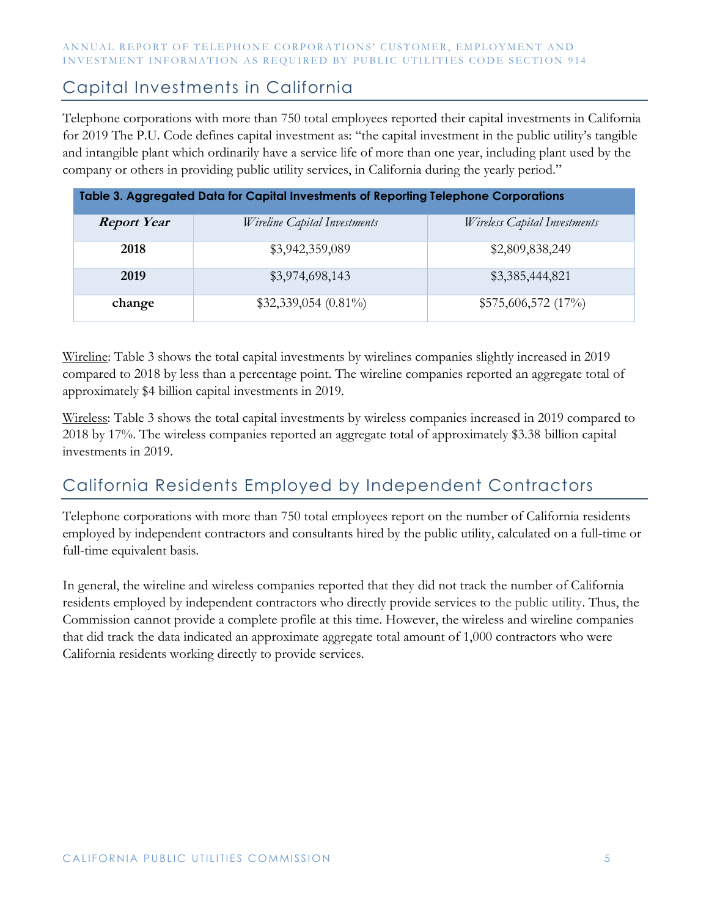## Capital Investments in California

Telephone corporations with more than 750 total employees reported their capital investments in California for 2019 The P.U. Code defines capital investment as: "the capital investment in the public utility's tangible and intangible plant which ordinarily have a service life of more than one year, including plant used by the company or others in providing public utility services, in California during the yearly period."

**Table 3. Aggregated Data for Capital Investments of Reporting Telephone Corporations**

| ***Report Year*** | *Wireline Capital Investments* | *Wireless Capital Investments* |
|---|---|---|
| **2018** | $3,942,359,089 | $2,809,838,249 |
| **2019** | $3,974,698,143 | $3,385,444,821 |
| **change** | $32,339,054 (0.81%) | $575,606,572 (17%) |

Wireline: Table 3 shows the total capital investments by wirelines companies slightly increased in 2019 compared to 2018 by less than a percentage point. The wireline companies reported an aggregate total of approximately $4 billion capital investments in 2019.

Wireless: Table 3 shows the total capital investments by wireless companies increased in 2019 compared to 2018 by 17%. The wireless companies reported an aggregate total of approximately $3.38 billion capital investments in 2019.

## California Residents Employed by Independent Contractors

Telephone corporations with more than 750 total employees report on the number of California residents employed by independent contractors and consultants hired by the public utility, calculated on a full-time or full-time equivalent basis.

In general, the wireline and wireless companies reported that they did not track the number of California residents employed by independent contractors who directly provide services to the public utility. Thus, the Commission cannot provide a complete profile at this time. However, the wireless and wireline companies that did track the data indicated an approximate aggregate total amount of 1,000 contractors who were California residents working directly to provide services.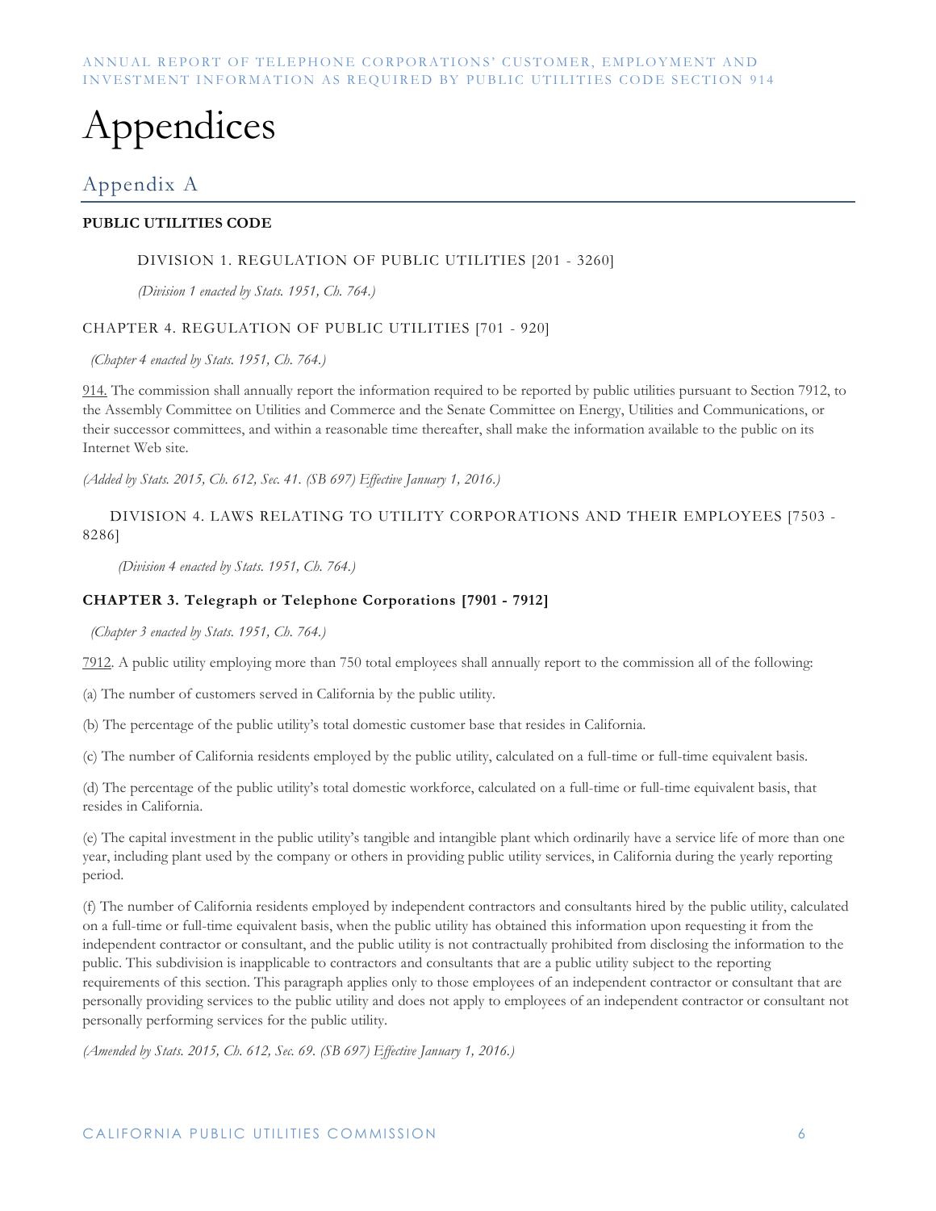# Appendices

## Appendix A

**PUBLIC UTILITIES CODE**

DIVISION 1. REGULATION OF PUBLIC UTILITIES [201 - 3260]

*(Division 1 enacted by Stats. 1951, Ch. 764.)*

CHAPTER 4. REGULATION OF PUBLIC UTILITIES [701 - 920]

*(Chapter 4 enacted by Stats. 1951, Ch. 764.)*

914. The commission shall annually report the information required to be reported by public utilities pursuant to Section 7912, to the Assembly Committee on Utilities and Commerce and the Senate Committee on Energy, Utilities and Communications, or their successor committees, and within a reasonable time thereafter, shall make the information available to the public on its Internet Web site.

*(Added by Stats. 2015, Ch. 612, Sec. 41. (SB 697) Effective January 1, 2016.)*

DIVISION 4. LAWS RELATING TO UTILITY CORPORATIONS AND THEIR EMPLOYEES [7503 - 8286]

*(Division 4 enacted by Stats. 1951, Ch. 764.)*

**CHAPTER 3. Telegraph or Telephone Corporations [7901 - 7912]**

*(Chapter 3 enacted by Stats. 1951, Ch. 764.)*

7912. A public utility employing more than 750 total employees shall annually report to the commission all of the following:

(a) The number of customers served in California by the public utility.

(b) The percentage of the public utility's total domestic customer base that resides in California.

(c) The number of California residents employed by the public utility, calculated on a full-time or full-time equivalent basis.

(d) The percentage of the public utility's total domestic workforce, calculated on a full-time or full-time equivalent basis, that resides in California.

(e) The capital investment in the public utility's tangible and intangible plant which ordinarily have a service life of more than one year, including plant used by the company or others in providing public utility services, in California during the yearly reporting period.

(f) The number of California residents employed by independent contractors and consultants hired by the public utility, calculated on a full-time or full-time equivalent basis, when the public utility has obtained this information upon requesting it from the independent contractor or consultant, and the public utility is not contractually prohibited from disclosing the information to the public. This subdivision is inapplicable to contractors and consultants that are a public utility subject to the reporting requirements of this section. This paragraph applies only to those employees of an independent contractor or consultant that are personally providing services to the public utility and does not apply to employees of an independent contractor or consultant not personally performing services for the public utility.

*(Amended by Stats. 2015, Ch. 612, Sec. 69. (SB 697) Effective January 1, 2016.)*